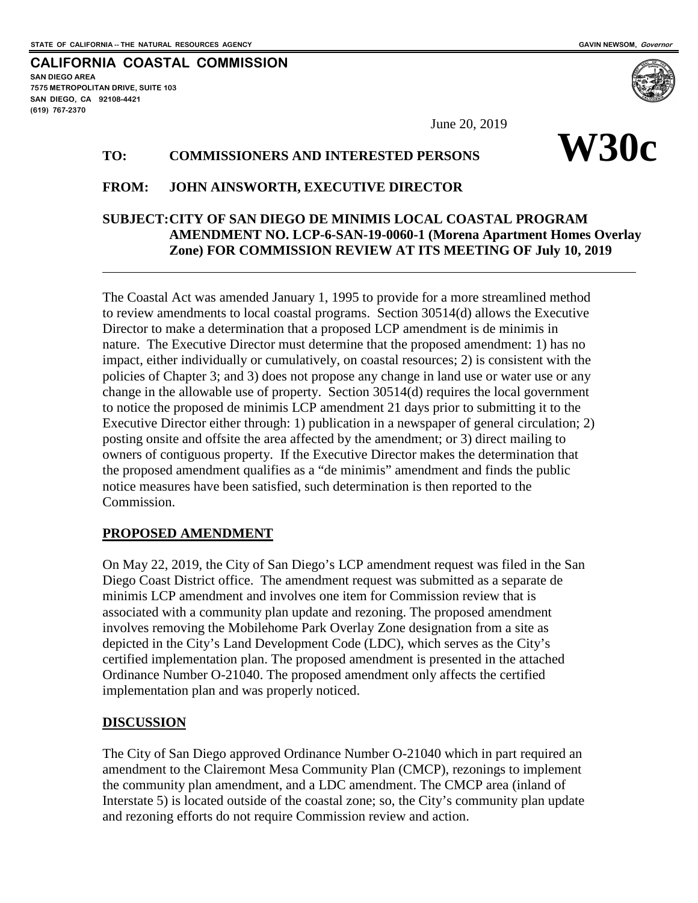STATE OF CALIFORNIA -- THE NATURAL RESOURCES AGENCY GAVIN NEWSOM, *Governor*

**CALIFORNIA COASTAL COMMISSION**
SAN DIEGO AREA
7575 METROPOLITAN DRIVE, SUITE 103
SAN DIEGO, CA 92108-4421
(619) 767-2370

June 20, 2019

# W30c

**TO:** **COMMISSIONERS AND INTERESTED PERSONS**

**FROM:** **JOHN AINSWORTH, EXECUTIVE DIRECTOR**

**SUBJECT: CITY OF SAN DIEGO DE MINIMIS LOCAL COASTAL PROGRAM AMENDMENT NO. LCP-6-SAN-19-0060-1 (Morena Apartment Homes Overlay Zone) FOR COMMISSION REVIEW AT ITS MEETING OF July 10, 2019**

---

The Coastal Act was amended January 1, 1995 to provide for a more streamlined method to review amendments to local coastal programs. Section 30514(d) allows the Executive Director to make a determination that a proposed LCP amendment is de minimis in nature. The Executive Director must determine that the proposed amendment: 1) has no impact, either individually or cumulatively, on coastal resources; 2) is consistent with the policies of Chapter 3; and 3) does not propose any change in land use or water use or any change in the allowable use of property. Section 30514(d) requires the local government to notice the proposed de minimis LCP amendment 21 days prior to submitting it to the Executive Director either through: 1) publication in a newspaper of general circulation; 2) posting onsite and offsite the area affected by the amendment; or 3) direct mailing to owners of contiguous property. If the Executive Director makes the determination that the proposed amendment qualifies as a "de minimis" amendment and finds the public notice measures have been satisfied, such determination is then reported to the Commission.

## PROPOSED AMENDMENT

On May 22, 2019, the City of San Diego's LCP amendment request was filed in the San Diego Coast District office. The amendment request was submitted as a separate de minimis LCP amendment and involves one item for Commission review that is associated with a community plan update and rezoning. The proposed amendment involves removing the Mobilehome Park Overlay Zone designation from a site as depicted in the City's Land Development Code (LDC), which serves as the City's certified implementation plan. The proposed amendment is presented in the attached Ordinance Number O-21040. The proposed amendment only affects the certified implementation plan and was properly noticed.

## DISCUSSION

The City of San Diego approved Ordinance Number O-21040 which in part required an amendment to the Clairemont Mesa Community Plan (CMCP), rezonings to implement the community plan amendment, and a LDC amendment. The CMCP area (inland of Interstate 5) is located outside of the coastal zone; so, the City's community plan update and rezoning efforts do not require Commission review and action.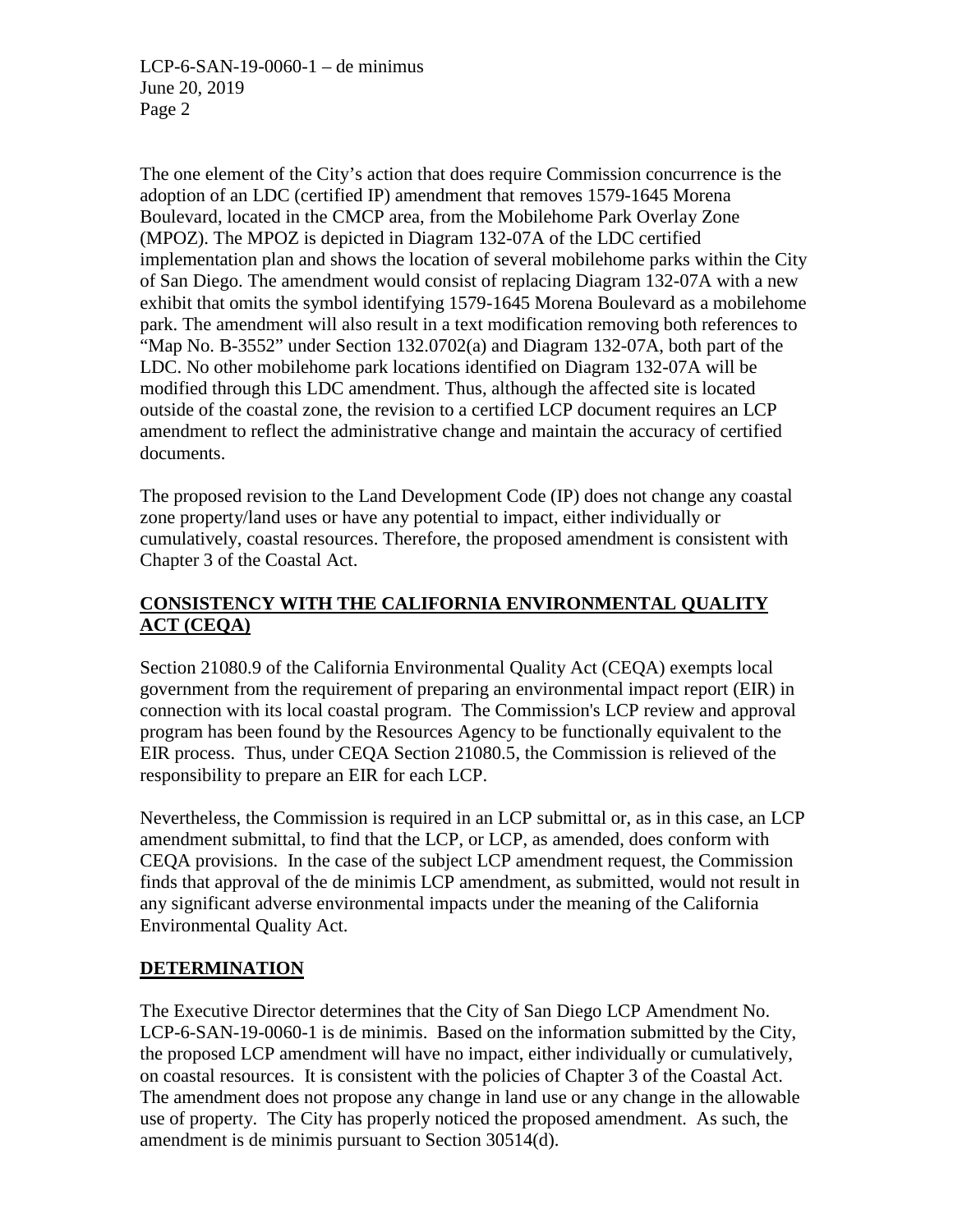The one element of the City's action that does require Commission concurrence is the adoption of an LDC (certified IP) amendment that removes 1579-1645 Morena Boulevard, located in the CMCP area, from the Mobilehome Park Overlay Zone (MPOZ). The MPOZ is depicted in Diagram 132-07A of the LDC certified implementation plan and shows the location of several mobilehome parks within the City of San Diego. The amendment would consist of replacing Diagram 132-07A with a new exhibit that omits the symbol identifying 1579-1645 Morena Boulevard as a mobilehome park. The amendment will also result in a text modification removing both references to "Map No. B-3552" under Section 132.0702(a) and Diagram 132-07A, both part of the LDC. No other mobilehome park locations identified on Diagram 132-07A will be modified through this LDC amendment. Thus, although the affected site is located outside of the coastal zone, the revision to a certified LCP document requires an LCP amendment to reflect the administrative change and maintain the accuracy of certified documents.

The proposed revision to the Land Development Code (IP) does not change any coastal zone property/land uses or have any potential to impact, either individually or cumulatively, coastal resources. Therefore, the proposed amendment is consistent with Chapter 3 of the Coastal Act.

## CONSISTENCY WITH THE CALIFORNIA ENVIRONMENTAL QUALITY ACT (CEQA)

Section 21080.9 of the California Environmental Quality Act (CEQA) exempts local government from the requirement of preparing an environmental impact report (EIR) in connection with its local coastal program. The Commission's LCP review and approval program has been found by the Resources Agency to be functionally equivalent to the EIR process. Thus, under CEQA Section 21080.5, the Commission is relieved of the responsibility to prepare an EIR for each LCP.

Nevertheless, the Commission is required in an LCP submittal or, as in this case, an LCP amendment submittal, to find that the LCP, or LCP, as amended, does conform with CEQA provisions. In the case of the subject LCP amendment request, the Commission finds that approval of the de minimis LCP amendment, as submitted, would not result in any significant adverse environmental impacts under the meaning of the California Environmental Quality Act.

## DETERMINATION

The Executive Director determines that the City of San Diego LCP Amendment No. LCP-6-SAN-19-0060-1 is de minimis. Based on the information submitted by the City, the proposed LCP amendment will have no impact, either individually or cumulatively, on coastal resources. It is consistent with the policies of Chapter 3 of the Coastal Act. The amendment does not propose any change in land use or any change in the allowable use of property. The City has properly noticed the proposed amendment. As such, the amendment is de minimis pursuant to Section 30514(d).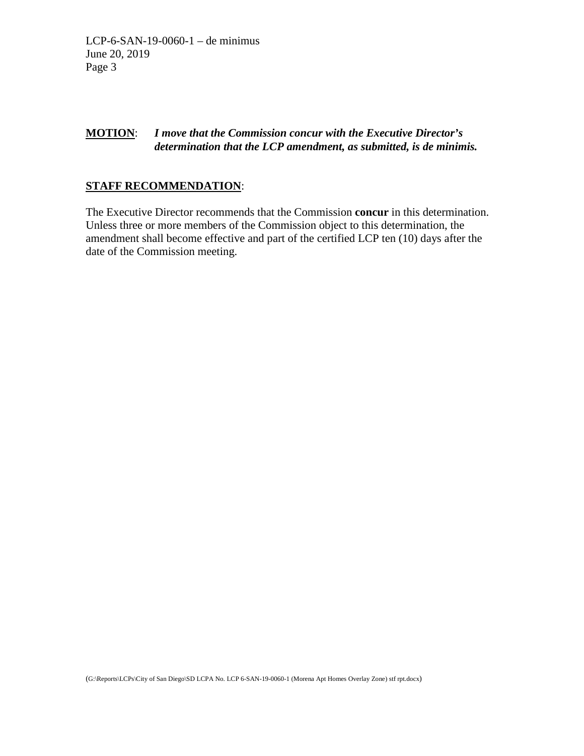**MOTION**: ***I move that the Commission concur with the Executive Director's determination that the LCP amendment, as submitted, is de minimis.***

**STAFF RECOMMENDATION**:

The Executive Director recommends that the Commission **concur** in this determination. Unless three or more members of the Commission object to this determination, the amendment shall become effective and part of the certified LCP ten (10) days after the date of the Commission meeting.

(G:\Reports\LCPs\City of San Diego\SD LCPA No. LCP 6-SAN-19-0060-1 (Morena Apt Homes Overlay Zone) stf rpt.docx)